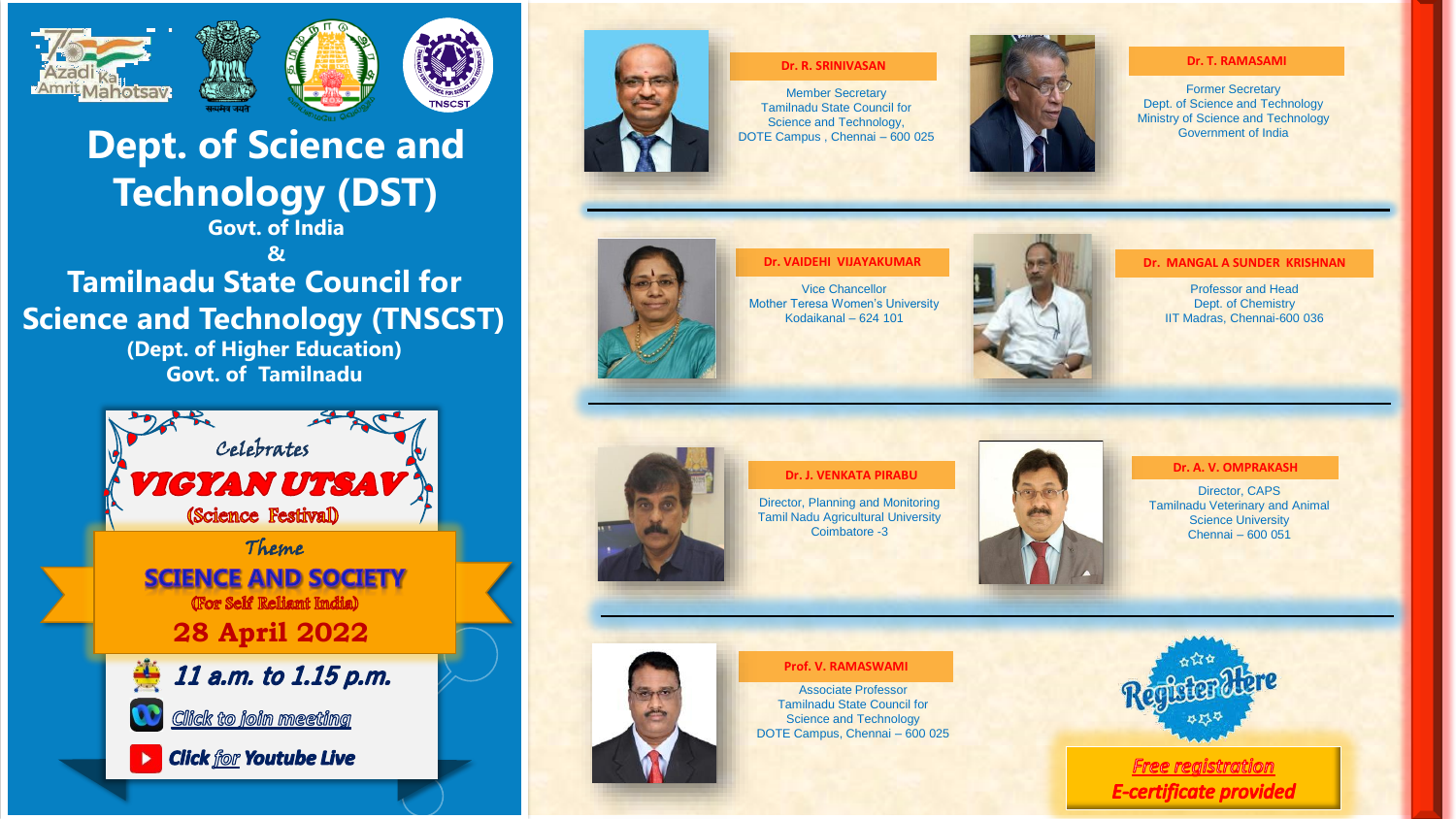Azadi Ka Amrit Mahotsav

# Dept. of Science and Technology (DST)

**Govt. of India**

**&**

# Tamilnadu State Council for Science and Technology (TNSCST)

**(Dept. of Higher Education)**

**Govt. of Tamilnadu**

*Celebrates*

## VIGYAN UTSAV

**(Science Festival)**

*Theme*

### SCIENCE AND SOCIETY

**(For Self Reliant India)**

**28 April 2022**

***11 a.m. to 1.15 p.m.***

*Click to join meeting*

***Click for Youtube Live***

---

**Dr. R. SRINIVASAN**
Member Secretary
Tamilnadu State Council for Science and Technology,
DOTE Campus , Chennai – 600 025

**Dr. T. RAMASAMI**
Former Secretary
Dept. of Science and Technology
Ministry of Science and Technology
Government of India

**Dr. VAIDEHI VIJAYAKUMAR**
Vice Chancellor
Mother Teresa Women's University
Kodaikanal – 624 101

**Dr. MANGAL A SUNDER KRISHNAN**
Professor and Head
Dept. of Chemistry
IIT Madras, Chennai-600 036

**Dr. J. VENKATA PIRABU**
Director, Planning and Monitoring
Tamil Nadu Agricultural University
Coimbatore -3

**Dr. A. V. OMPRAKASH**
Director, CAPS
Tamilnadu Veterinary and Animal Science University
Chennai – 600 051

**Prof. V. RAMASWAMI**
Associate Professor
Tamilnadu State Council for Science and Technology
DOTE Campus, Chennai – 600 025

**Register Here**

***Free registration***

***E-certificate provided***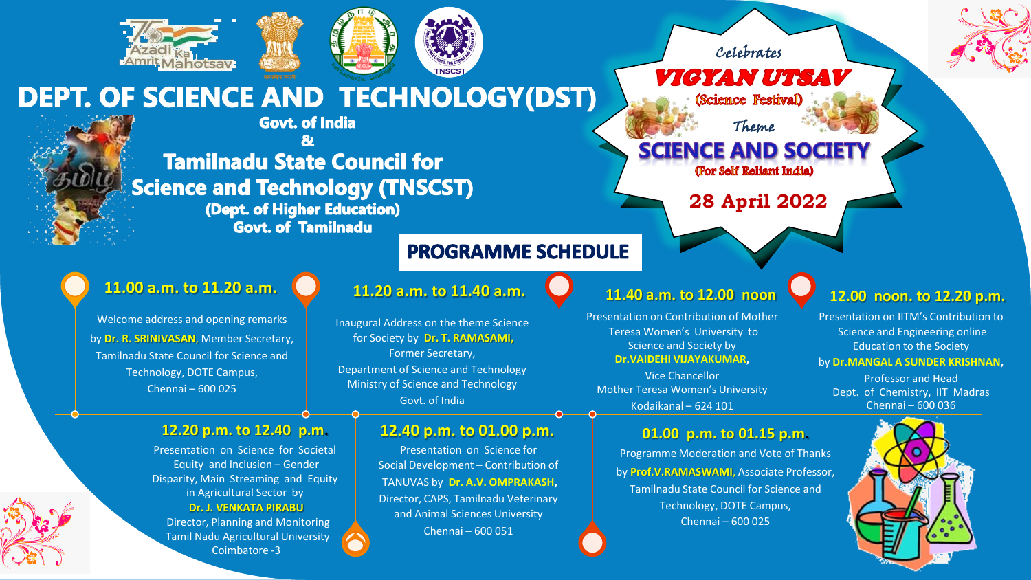# DEPT. OF SCIENCE AND TECHNOLOGY(DST)

**Govt. of India**

**&**

## Tamilnadu State Council for Science and Technology (TNSCST)

**(Dept. of Higher Education)**

**Govt. of Tamilnadu**

Celebrates

# VIGYAN UTSAV

(Science Festival)

Theme

## SCIENCE AND SOCIETY

(For Self Reliant India)

**28 April 2022**

## PROGRAMME SCHEDULE

**11.00 a.m. to 11.20 a.m.**

Welcome address and opening remarks by **Dr. R. SRINIVASAN**, Member Secretary, Tamilnadu State Council for Science and Technology, DOTE Campus, Chennai – 600 025

**11.20 a.m. to 11.40 a.m.**

Inaugural Address on the theme Science for Society by **Dr. T. RAMASAMI,** Former Secretary, Department of Science and Technology Ministry of Science and Technology Govt. of India

**11.40 a.m. to 12.00 noon**

Presentation on Contribution of Mother Teresa Women's University to Science and Society by **Dr.VAIDEHI VIJAYAKUMAR,** Vice Chancellor Mother Teresa Women's University Kodaikanal – 624 101

**12.00 noon. to 12.20 p.m.**

Presentation on IITM's Contribution to Science and Engineering online Education to the Society by **Dr.MANGAL A SUNDER KRISHNAN,** Professor and Head Dept. of Chemistry, IIT Madras Chennai – 600 036

**12.20 p.m. to 12.40 p.m.**

Presentation on Science for Societal Equity and Inclusion – Gender Disparity, Main Streaming and Equity in Agricultural Sector by **Dr. J. VENKATA PIRABU** Director, Planning and Monitoring Tamil Nadu Agricultural University Coimbatore -3

**12.40 p.m. to 01.00 p.m.**

Presentation on Science for Social Development – Contribution of TANUVAS by **Dr. A.V. OMPRAKASH,** Director, CAPS, Tamilnadu Veterinary and Animal Sciences University Chennai – 600 051

**01.00 p.m. to 01.15 p.m.**

Programme Moderation and Vote of Thanks by **Prof.V.RAMASWAMI**, Associate Professor, Tamilnadu State Council for Science and Technology, DOTE Campus, Chennai – 600 025